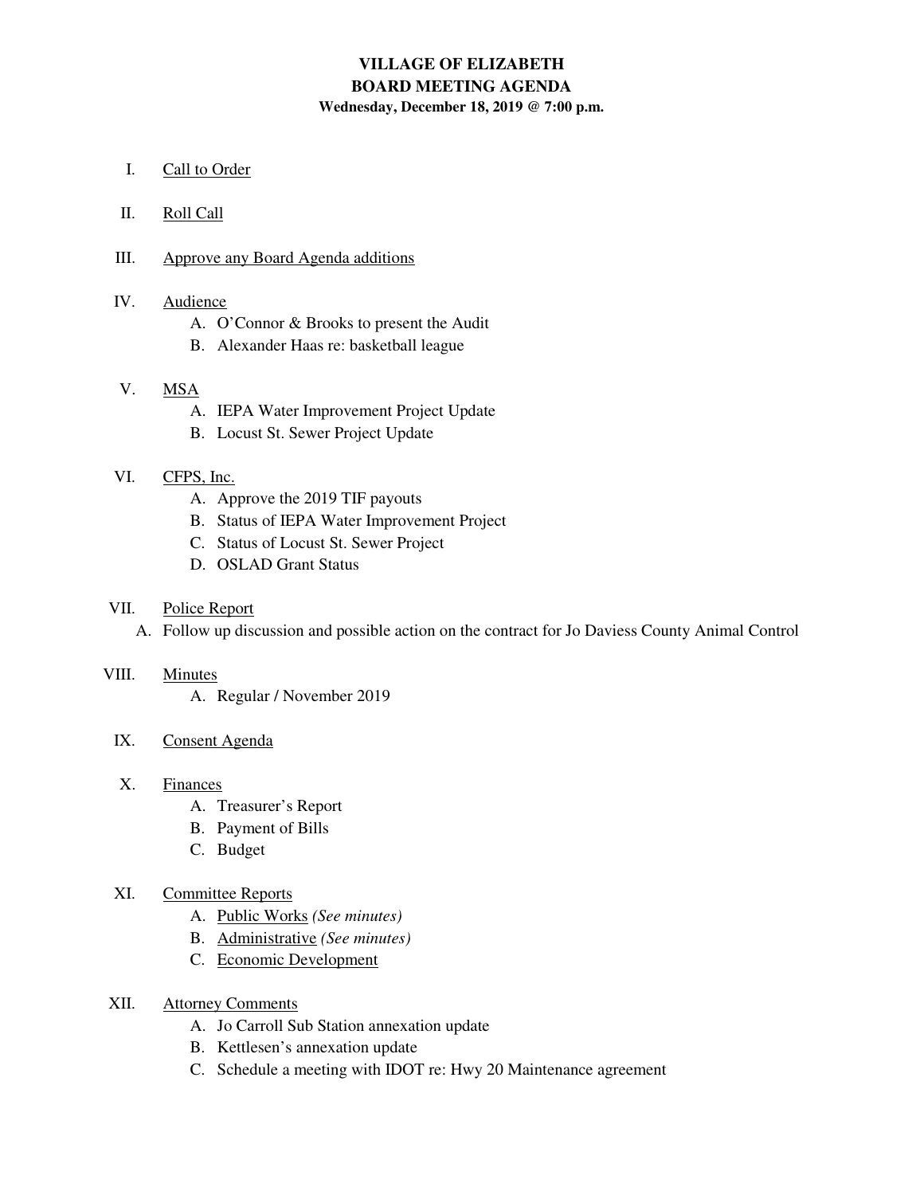# VILLAGE OF ELIZABETH
## BOARD MEETING AGENDA
### Wednesday, December 18, 2019 @ 7:00 p.m.

I. Call to Order

II. Roll Call

III. Approve any Board Agenda additions

IV. Audience
   - A. O'Connor & Brooks to present the Audit
   - B. Alexander Haas re: basketball league

V. MSA
   - A. IEPA Water Improvement Project Update
   - B. Locust St. Sewer Project Update

VI. CFPS, Inc.
   - A. Approve the 2019 TIF payouts
   - B. Status of IEPA Water Improvement Project
   - C. Status of Locust St. Sewer Project
   - D. OSLAD Grant Status

VII. Police Report
   - A. Follow up discussion and possible action on the contract for Jo Daviess County Animal Control

VIII. Minutes
   - A. Regular / November 2019

IX. Consent Agenda

X. Finances
   - A. Treasurer's Report
   - B. Payment of Bills
   - C. Budget

XI. Committee Reports
   - A. Public Works *(See minutes)*
   - B. Administrative *(See minutes)*
   - C. Economic Development

XII. Attorney Comments
   - A. Jo Carroll Sub Station annexation update
   - B. Kettlesen's annexation update
   - C. Schedule a meeting with IDOT re: Hwy 20 Maintenance agreement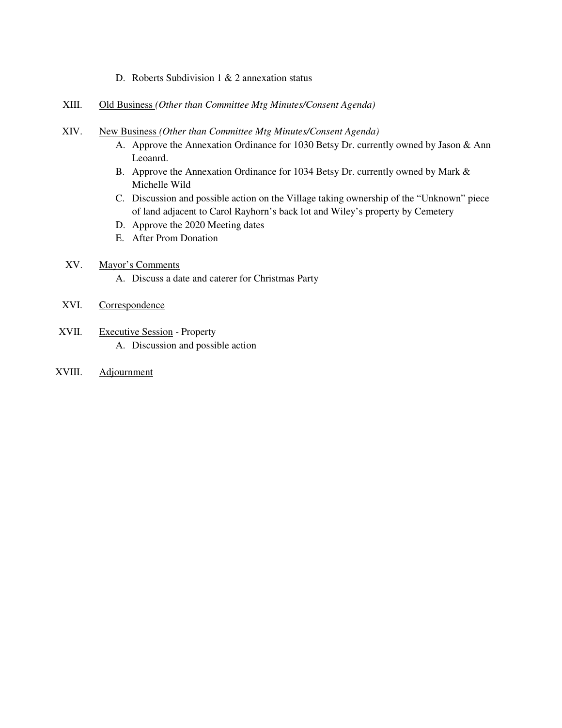D. Roberts Subdivision 1 & 2 annexation status

XIII. Old Business *(Other than Committee Mtg Minutes/Consent Agenda)*

XIV. New Business *(Other than Committee Mtg Minutes/Consent Agenda)*
   A. Approve the Annexation Ordinance for 1030 Betsy Dr. currently owned by Jason & Ann Leoanrd.
   B. Approve the Annexation Ordinance for 1034 Betsy Dr. currently owned by Mark & Michelle Wild
   C. Discussion and possible action on the Village taking ownership of the "Unknown" piece of land adjacent to Carol Rayhorn's back lot and Wiley's property by Cemetery
   D. Approve the 2020 Meeting dates
   E. After Prom Donation

XV. Mayor's Comments
   A. Discuss a date and caterer for Christmas Party

XVI. Correspondence

XVII. Executive Session - Property
   A. Discussion and possible action

XVIII. Adjournment